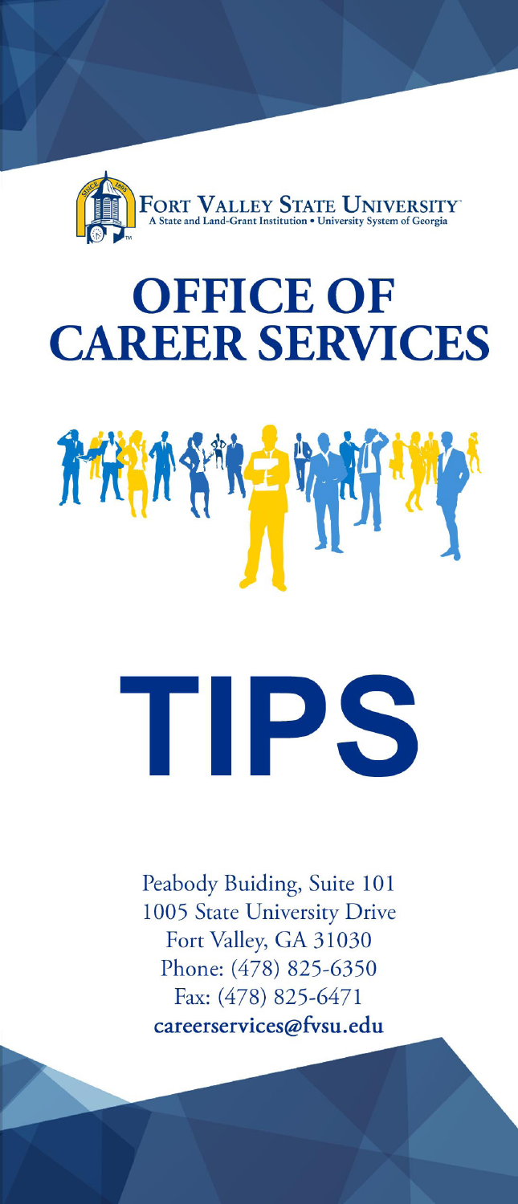FORT VALLEY STATE UNIVERSITY

A State and Land-Grant Institution • University System of Georgia

# OFFICE OF CAREER SERVICES

# TIPS

Peabody Buiding, Suite 101
1005 State University Drive
Fort Valley, GA 31030
Phone: (478) 825-6350
Fax: (478) 825-6471
**careerservices@fvsu.edu**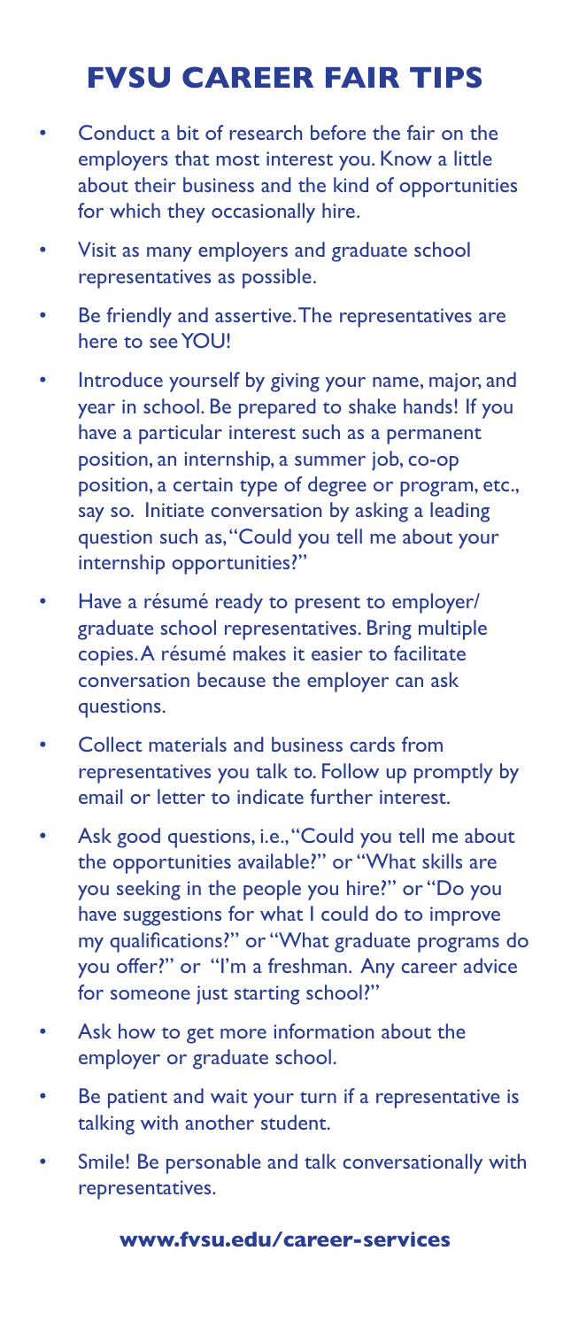# FVSU CAREER FAIR TIPS

- Conduct a bit of research before the fair on the employers that most interest you. Know a little about their business and the kind of opportunities for which they occasionally hire.
- Visit as many employers and graduate school representatives as possible.
- Be friendly and assertive. The representatives are here to see YOU!
- Introduce yourself by giving your name, major, and year in school. Be prepared to shake hands! If you have a particular interest such as a permanent position, an internship, a summer job, co-op position, a certain type of degree or program, etc., say so. Initiate conversation by asking a leading question such as, "Could you tell me about your internship opportunities?"
- Have a résumé ready to present to employer/ graduate school representatives. Bring multiple copies. A résumé makes it easier to facilitate conversation because the employer can ask questions.
- Collect materials and business cards from representatives you talk to. Follow up promptly by email or letter to indicate further interest.
- Ask good questions, i.e., "Could you tell me about the opportunities available?" or "What skills are you seeking in the people you hire?" or "Do you have suggestions for what I could do to improve my qualifications?" or "What graduate programs do you offer?" or "I'm a freshman. Any career advice for someone just starting school?"
- Ask how to get more information about the employer or graduate school.
- Be patient and wait your turn if a representative is talking with another student.
- Smile! Be personable and talk conversationally with representatives.

**www.fvsu.edu/career-services**